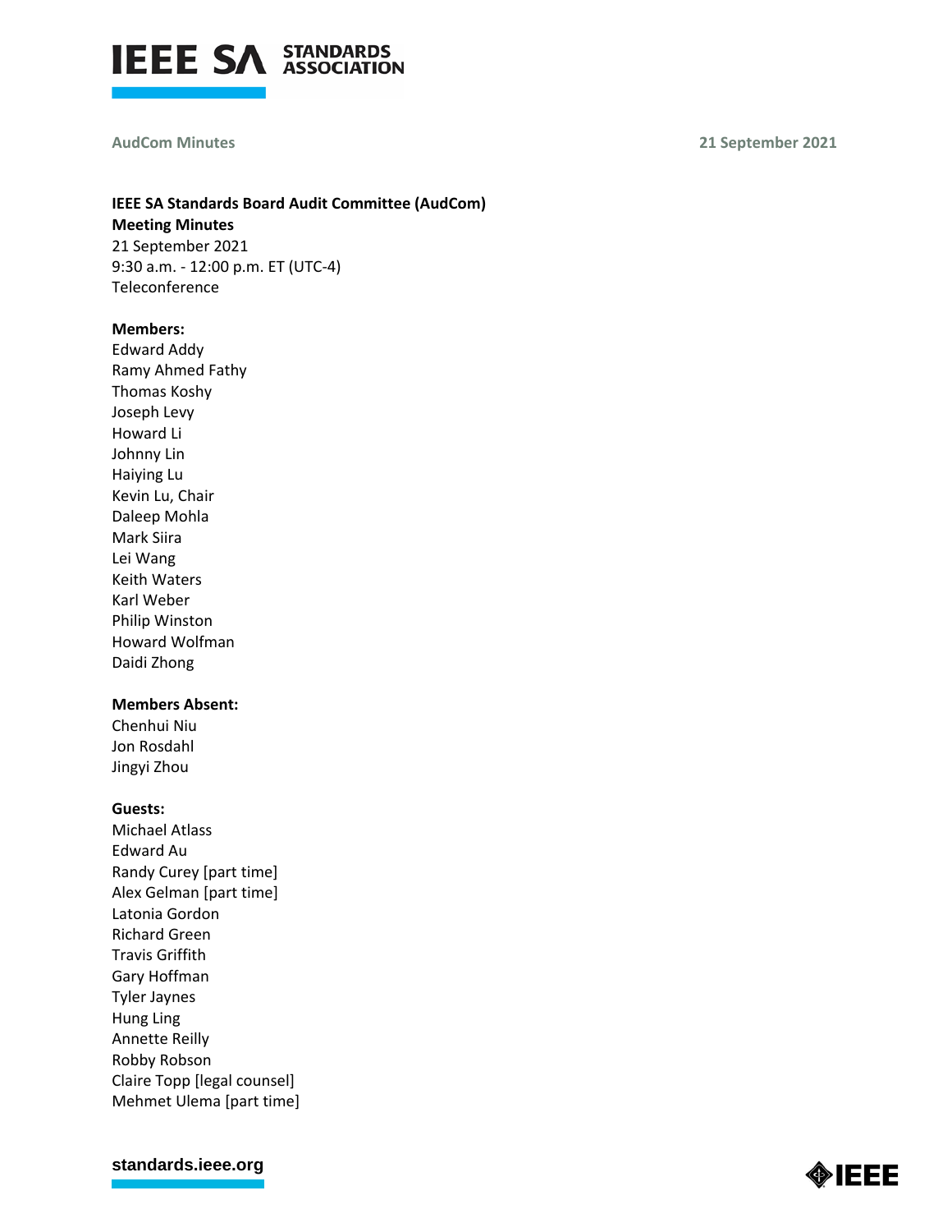AudCom Minutes 21 September 2021

**IEEE SA Standards Board Audit Committee (AudCom)**
**Meeting Minutes**
21 September 2021
9:30 a.m. - 12:00 p.m. ET (UTC-4)
Teleconference

**Members:**
Edward Addy
Ramy Ahmed Fathy
Thomas Koshy
Joseph Levy
Howard Li
Johnny Lin
Haiying Lu
Kevin Lu, Chair
Daleep Mohla
Mark Siira
Lei Wang
Keith Waters
Karl Weber
Philip Winston
Howard Wolfman
Daidi Zhong

**Members Absent:**
Chenhui Niu
Jon Rosdahl
Jingyi Zhou

**Guests:**
Michael Atlass
Edward Au
Randy Curey [part time]
Alex Gelman [part time]
Latonia Gordon
Richard Green
Travis Griffith
Gary Hoffman
Tyler Jaynes
Hung Ling
Annette Reilly
Robby Robson
Claire Topp [legal counsel]
Mehmet Ulema [part time]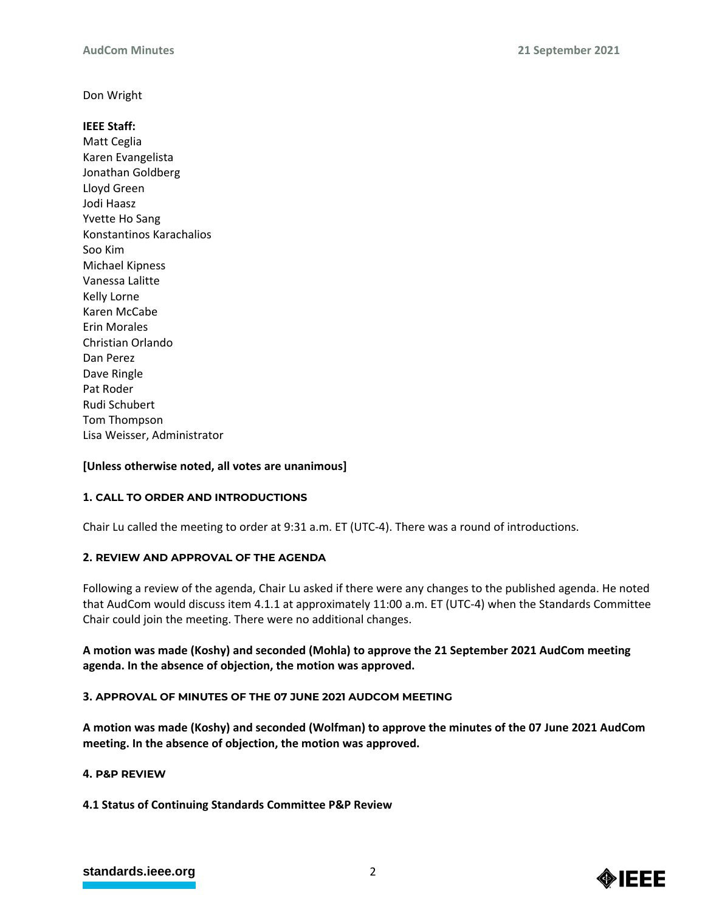Don Wright

**IEEE Staff:**
Matt Ceglia
Karen Evangelista
Jonathan Goldberg
Lloyd Green
Jodi Haasz
Yvette Ho Sang
Konstantinos Karachalios
Soo Kim
Michael Kipness
Vanessa Lalitte
Kelly Lorne
Karen McCabe
Erin Morales
Christian Orlando
Dan Perez
Dave Ringle
Pat Roder
Rudi Schubert
Tom Thompson
Lisa Weisser, Administrator

**[Unless otherwise noted, all votes are unanimous]**

### 1. CALL TO ORDER AND INTRODUCTIONS

Chair Lu called the meeting to order at 9:31 a.m. ET (UTC-4). There was a round of introductions.

### 2. REVIEW AND APPROVAL OF THE AGENDA

Following a review of the agenda, Chair Lu asked if there were any changes to the published agenda. He noted that AudCom would discuss item 4.1.1 at approximately 11:00 a.m. ET (UTC-4) when the Standards Committee Chair could join the meeting. There were no additional changes.

**A motion was made (Koshy) and seconded (Mohla) to approve the 21 September 2021 AudCom meeting agenda. In the absence of objection, the motion was approved.**

### 3. APPROVAL OF MINUTES OF THE 07 JUNE 2021 AUDCOM MEETING

**A motion was made (Koshy) and seconded (Wolfman) to approve the minutes of the 07 June 2021 AudCom meeting. In the absence of objection, the motion was approved.**

### 4. P&P REVIEW

**4.1 Status of Continuing Standards Committee P&P Review**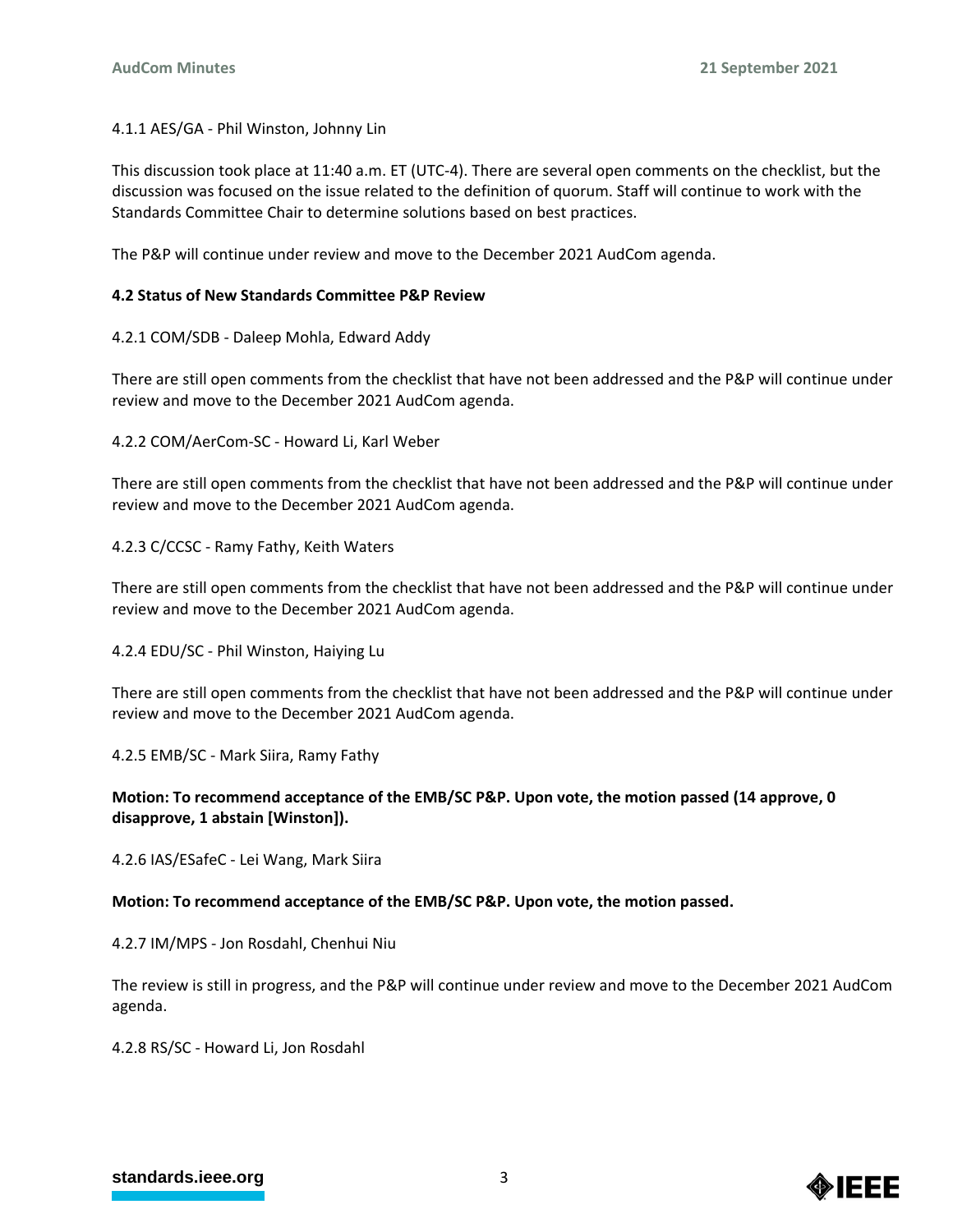4.1.1 AES/GA - Phil Winston, Johnny Lin

This discussion took place at 11:40 a.m. ET (UTC-4). There are several open comments on the checklist, but the discussion was focused on the issue related to the definition of quorum. Staff will continue to work with the Standards Committee Chair to determine solutions based on best practices.

The P&P will continue under review and move to the December 2021 AudCom agenda.

**4.2 Status of New Standards Committee P&P Review**

4.2.1 COM/SDB - Daleep Mohla, Edward Addy

There are still open comments from the checklist that have not been addressed and the P&P will continue under review and move to the December 2021 AudCom agenda.

4.2.2 COM/AerCom-SC - Howard Li, Karl Weber

There are still open comments from the checklist that have not been addressed and the P&P will continue under review and move to the December 2021 AudCom agenda.

4.2.3 C/CCSC - Ramy Fathy, Keith Waters

There are still open comments from the checklist that have not been addressed and the P&P will continue under review and move to the December 2021 AudCom agenda.

4.2.4 EDU/SC - Phil Winston, Haiying Lu

There are still open comments from the checklist that have not been addressed and the P&P will continue under review and move to the December 2021 AudCom agenda.

4.2.5 EMB/SC - Mark Siira, Ramy Fathy

**Motion: To recommend acceptance of the EMB/SC P&P. Upon vote, the motion passed (14 approve, 0 disapprove, 1 abstain [Winston]).**

4.2.6 IAS/ESafeC - Lei Wang, Mark Siira

**Motion: To recommend acceptance of the EMB/SC P&P. Upon vote, the motion passed.**

4.2.7 IM/MPS - Jon Rosdahl, Chenhui Niu

The review is still in progress, and the P&P will continue under review and move to the December 2021 AudCom agenda.

4.2.8 RS/SC - Howard Li, Jon Rosdahl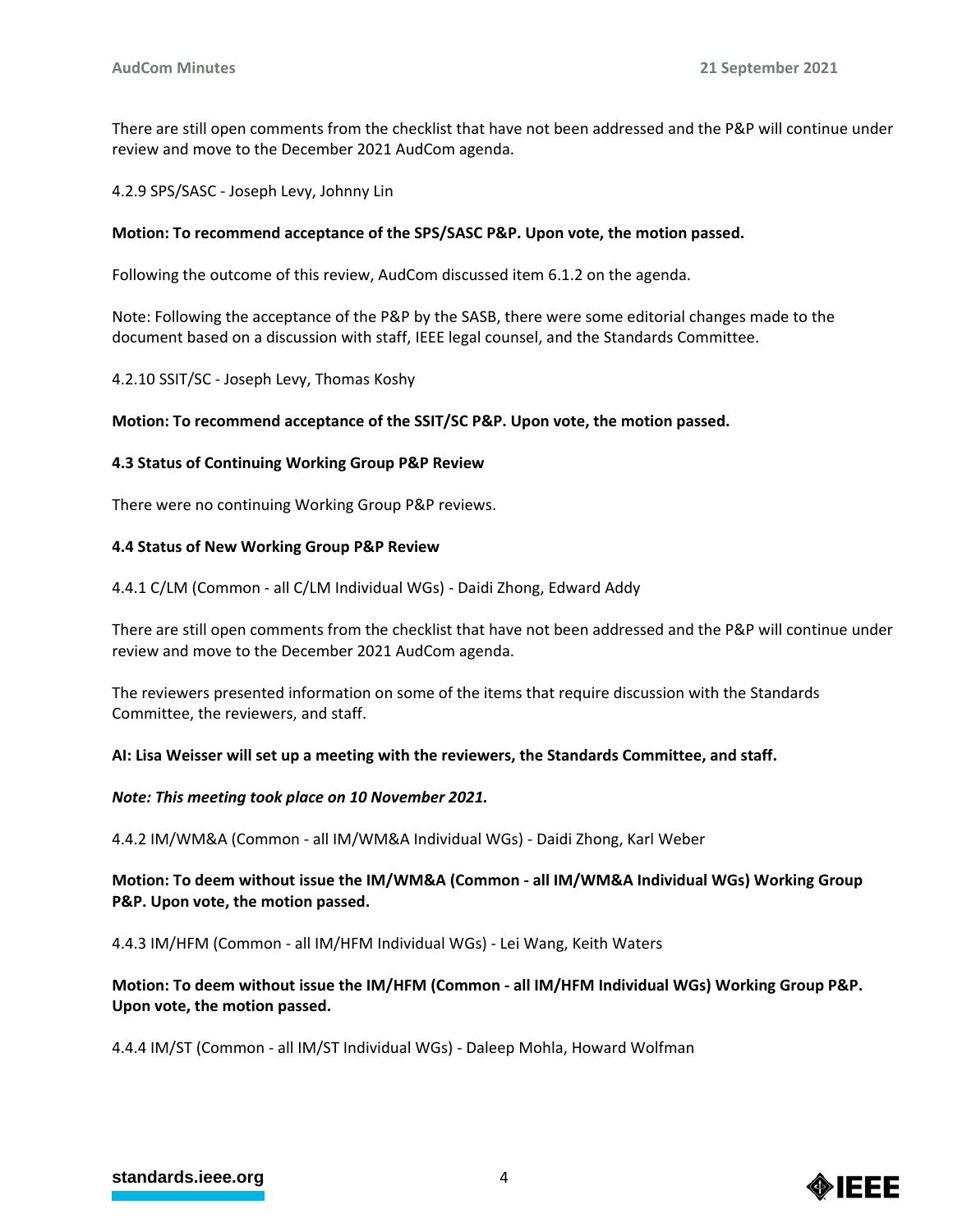There are still open comments from the checklist that have not been addressed and the P&P will continue under review and move to the December 2021 AudCom agenda.

4.2.9 SPS/SASC - Joseph Levy, Johnny Lin

**Motion: To recommend acceptance of the SPS/SASC P&P. Upon vote, the motion passed.**

Following the outcome of this review, AudCom discussed item 6.1.2 on the agenda.

Note: Following the acceptance of the P&P by the SASB, there were some editorial changes made to the document based on a discussion with staff, IEEE legal counsel, and the Standards Committee.

4.2.10 SSIT/SC - Joseph Levy, Thomas Koshy

**Motion: To recommend acceptance of the SSIT/SC P&P. Upon vote, the motion passed.**

**4.3 Status of Continuing Working Group P&P Review**

There were no continuing Working Group P&P reviews.

**4.4 Status of New Working Group P&P Review**

4.4.1 C/LM (Common - all C/LM Individual WGs) - Daidi Zhong, Edward Addy

There are still open comments from the checklist that have not been addressed and the P&P will continue under review and move to the December 2021 AudCom agenda.

The reviewers presented information on some of the items that require discussion with the Standards Committee, the reviewers, and staff.

**AI: Lisa Weisser will set up a meeting with the reviewers, the Standards Committee, and staff.**

***Note: This meeting took place on 10 November 2021.***

4.4.2 IM/WM&A (Common - all IM/WM&A Individual WGs) - Daidi Zhong, Karl Weber

**Motion: To deem without issue the IM/WM&A (Common - all IM/WM&A Individual WGs) Working Group P&P. Upon vote, the motion passed.**

4.4.3 IM/HFM (Common - all IM/HFM Individual WGs) - Lei Wang, Keith Waters

**Motion: To deem without issue the IM/HFM (Common - all IM/HFM Individual WGs) Working Group P&P. Upon vote, the motion passed.**

4.4.4 IM/ST (Common - all IM/ST Individual WGs) - Daleep Mohla, Howard Wolfman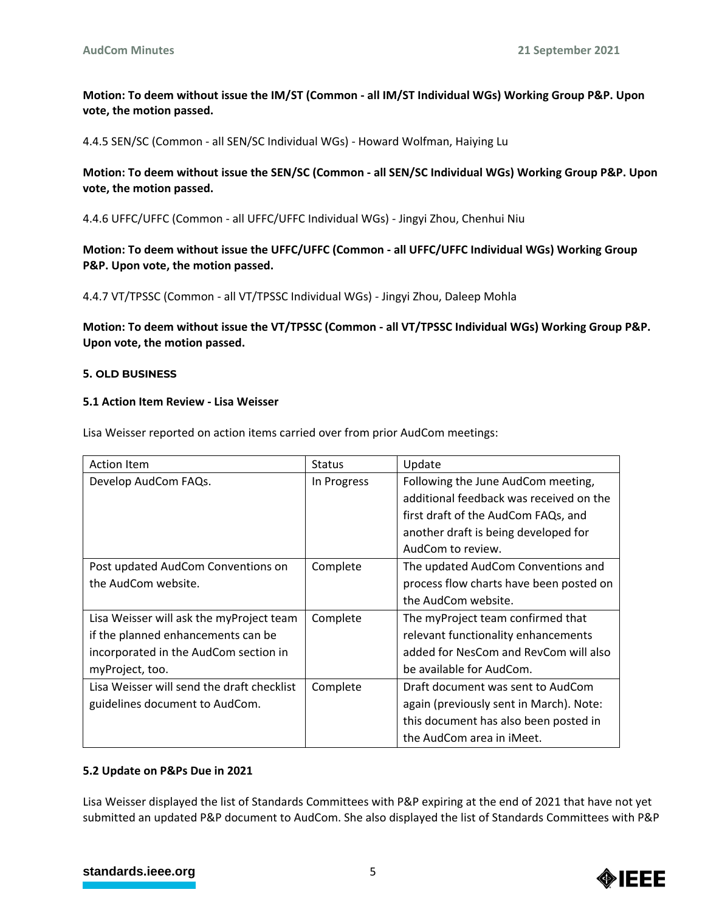**Motion: To deem without issue the IM/ST (Common - all IM/ST Individual WGs) Working Group P&P. Upon vote, the motion passed.**

4.4.5 SEN/SC (Common - all SEN/SC Individual WGs) - Howard Wolfman, Haiying Lu

**Motion: To deem without issue the SEN/SC (Common - all SEN/SC Individual WGs) Working Group P&P. Upon vote, the motion passed.**

4.4.6 UFFC/UFFC (Common - all UFFC/UFFC Individual WGs) - Jingyi Zhou, Chenhui Niu

**Motion: To deem without issue the UFFC/UFFC (Common - all UFFC/UFFC Individual WGs) Working Group P&P. Upon vote, the motion passed.**

4.4.7 VT/TPSSC (Common - all VT/TPSSC Individual WGs) - Jingyi Zhou, Daleep Mohla

**Motion: To deem without issue the VT/TPSSC (Common - all VT/TPSSC Individual WGs) Working Group P&P. Upon vote, the motion passed.**

## 5. OLD BUSINESS

### 5.1 Action Item Review - Lisa Weisser

Lisa Weisser reported on action items carried over from prior AudCom meetings:

| Action Item | Status | Update |
|---|---|---|
| Develop AudCom FAQs. | In Progress | Following the June AudCom meeting, additional feedback was received on the first draft of the AudCom FAQs, and another draft is being developed for AudCom to review. |
| Post updated AudCom Conventions on the AudCom website. | Complete | The updated AudCom Conventions and process flow charts have been posted on the AudCom website. |
| Lisa Weisser will ask the myProject team if the planned enhancements can be incorporated in the AudCom section in myProject, too. | Complete | The myProject team confirmed that relevant functionality enhancements added for NesCom and RevCom will also be available for AudCom. |
| Lisa Weisser will send the draft checklist guidelines document to AudCom. | Complete | Draft document was sent to AudCom again (previously sent in March). Note: this document has also been posted in the AudCom area in iMeet. |

### 5.2 Update on P&Ps Due in 2021

Lisa Weisser displayed the list of Standards Committees with P&P expiring at the end of 2021 that have not yet submitted an updated P&P document to AudCom. She also displayed the list of Standards Committees with P&P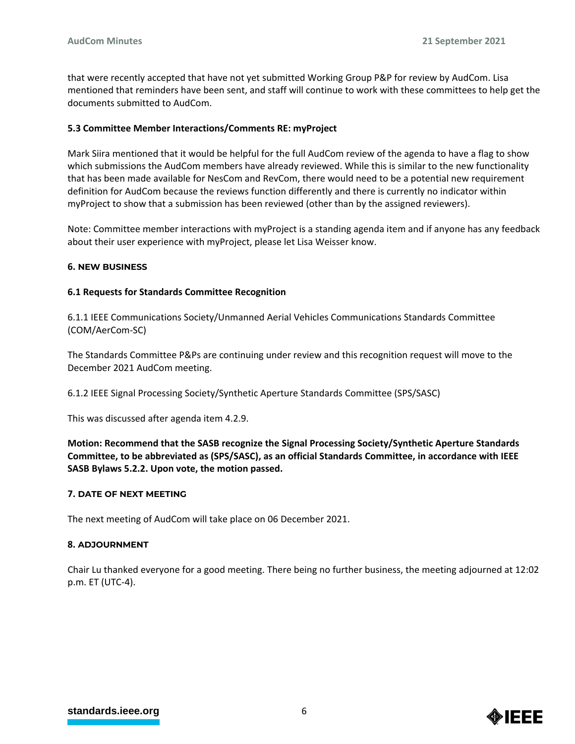that were recently accepted that have not yet submitted Working Group P&P for review by AudCom. Lisa mentioned that reminders have been sent, and staff will continue to work with these committees to help get the documents submitted to AudCom.

### 5.3 Committee Member Interactions/Comments RE: myProject

Mark Siira mentioned that it would be helpful for the full AudCom review of the agenda to have a flag to show which submissions the AudCom members have already reviewed. While this is similar to the new functionality that has been made available for NesCom and RevCom, there would need to be a potential new requirement definition for AudCom because the reviews function differently and there is currently no indicator within myProject to show that a submission has been reviewed (other than by the assigned reviewers).

Note: Committee member interactions with myProject is a standing agenda item and if anyone has any feedback about their user experience with myProject, please let Lisa Weisser know.

## 6. NEW BUSINESS

### 6.1 Requests for Standards Committee Recognition

6.1.1 IEEE Communications Society/Unmanned Aerial Vehicles Communications Standards Committee (COM/AerCom-SC)

The Standards Committee P&Ps are continuing under review and this recognition request will move to the December 2021 AudCom meeting.

6.1.2 IEEE Signal Processing Society/Synthetic Aperture Standards Committee (SPS/SASC)

This was discussed after agenda item 4.2.9.

**Motion: Recommend that the SASB recognize the Signal Processing Society/Synthetic Aperture Standards Committee, to be abbreviated as (SPS/SASC), as an official Standards Committee, in accordance with IEEE SASB Bylaws 5.2.2. Upon vote, the motion passed.**

## 7. DATE OF NEXT MEETING

The next meeting of AudCom will take place on 06 December 2021.

## 8. ADJOURNMENT

Chair Lu thanked everyone for a good meeting. There being no further business, the meeting adjourned at 12:02 p.m. ET (UTC-4).